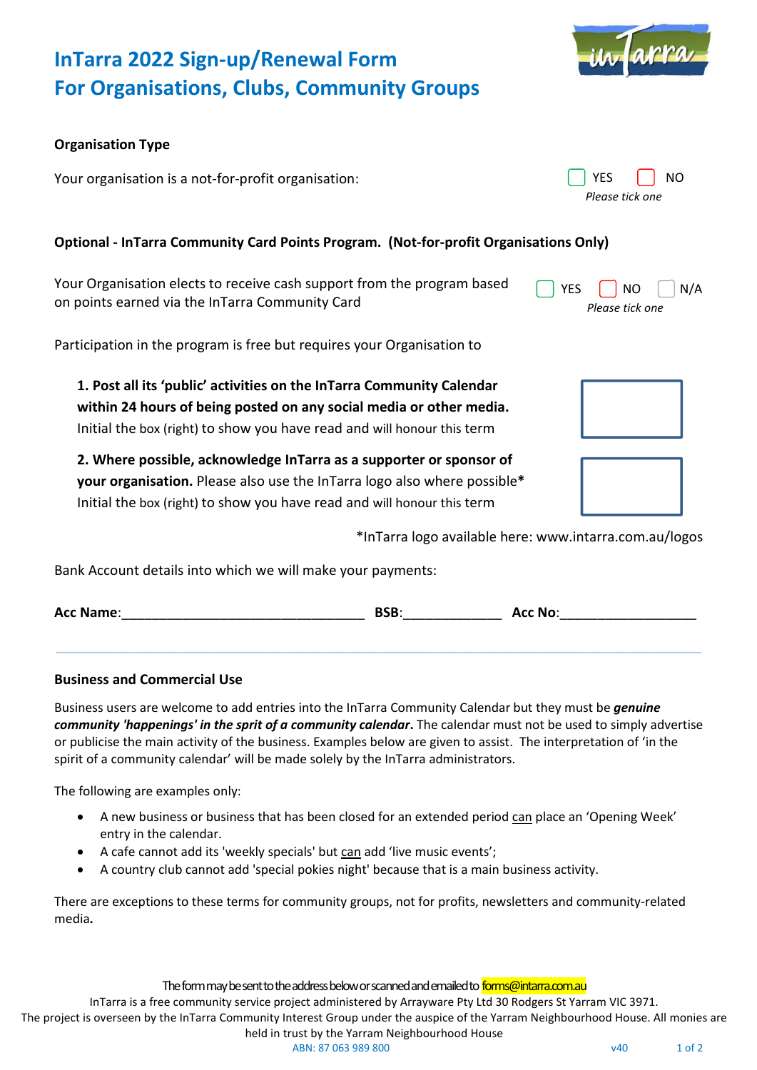# InTarra 2022 Sign-up/Renewal Form
# For Organisations, Clubs, Community Groups

**Organisation Type**

Your organisation is a not-for-profit organisation: ☐ YES ☐ NO
*Please tick one*

**Optional - InTarra Community Card Points Program. (Not-for-profit Organisations Only)**

Your Organisation elects to receive cash support from the program based on points earned via the InTarra Community Card ☐ YES ☐ NO ☐ N/A
*Please tick one*

Participation in the program is free but requires your Organisation to

**1. Post all its 'public' activities on the InTarra Community Calendar within 24 hours of being posted on any social media or other media.**
Initial the box (right) to show you have read and will honour this term ☐

**2. Where possible, acknowledge InTarra as a supporter or sponsor of your organisation.** Please also use the InTarra logo also where possible**\***
Initial the box (right) to show you have read and will honour this term ☐

\*InTarra logo available here: www.intarra.com.au/logos

Bank Account details into which we will make your payments:

**Acc Name**:________________________________ **BSB**:_____________ **Acc No**:__________________

---

**Business and Commercial Use**

Business users are welcome to add entries into the InTarra Community Calendar but they must be ***genuine community 'happenings' in the sprit of a community calendar***. The calendar must not be used to simply advertise or publicise the main activity of the business. Examples below are given to assist. The interpretation of 'in the spirit of a community calendar' will be made solely by the InTarra administrators.

The following are examples only:

- A new business or business that has been closed for an extended period can place an 'Opening Week' entry in the calendar.
- A cafe cannot add its 'weekly specials' but can add 'live music events';
- A country club cannot add 'special pokies night' because that is a main business activity.

There are exceptions to these terms for community groups, not for profits, newsletters and community-related media.

The form may be sent to the address below or scanned and emailed to forms@intarra.com.au
InTarra is a free community service project administered by Arrayware Pty Ltd 30 Rodgers St Yarram VIC 3971.
The project is overseen by the InTarra Community Interest Group under the auspice of the Yarram Neighbourhood House. All monies are held in trust by the Yarram Neighbourhood House
ABN: 87 063 989 800 v40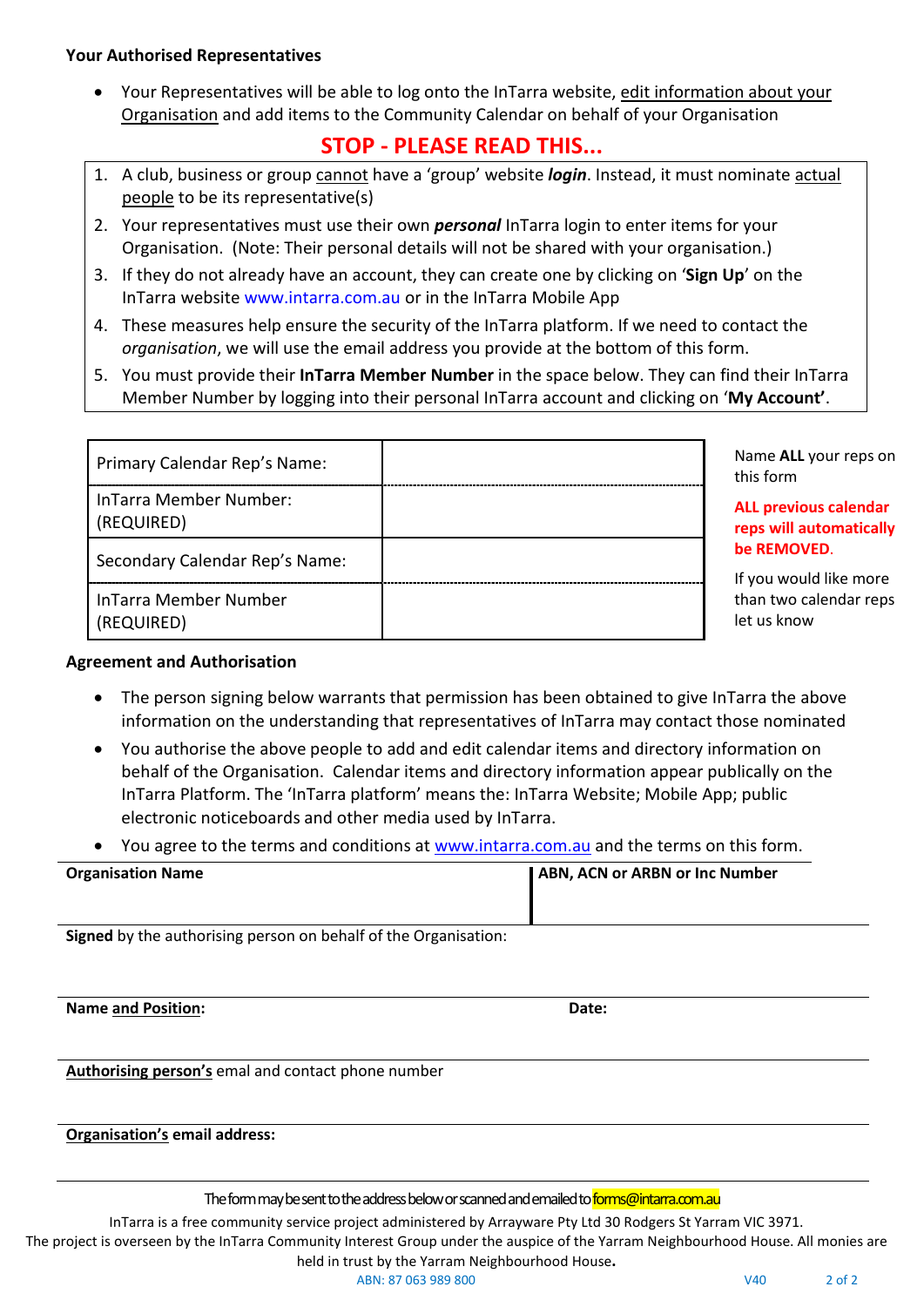### Your Authorised Representatives

- Your Representatives will be able to log onto the InTarra website, edit information about your Organisation and add items to the Community Calendar on behalf of your Organisation

## STOP - PLEASE READ THIS...

1. A club, business or group cannot have a 'group' website ***login***. Instead, it must nominate actual people to be its representative(s)
2. Your representatives must use their own ***personal*** InTarra login to enter items for your Organisation. (Note: Their personal details will not be shared with your organisation.)
3. If they do not already have an account, they can create one by clicking on '**Sign Up**' on the InTarra website www.intarra.com.au or in the InTarra Mobile App
4. These measures help ensure the security of the InTarra platform. If we need to contact the *organisation*, we will use the email address you provide at the bottom of this form.
5. You must provide their **InTarra Member Number** in the space below. They can find their InTarra Member Number by logging into their personal InTarra account and clicking on '**My Account'**.

| | |
|---|---|
| Primary Calendar Rep's Name: | |
| InTarra Member Number: (REQUIRED) | |
| Secondary Calendar Rep's Name: | |
| InTarra Member Number (REQUIRED) | |

Name **ALL** your reps on this form

**ALL previous calendar reps will automatically be REMOVED**.

If you would like more than two calendar reps let us know

### Agreement and Authorisation

- The person signing below warrants that permission has been obtained to give InTarra the above information on the understanding that representatives of InTarra may contact those nominated
- You authorise the above people to add and edit calendar items and directory information on behalf of the Organisation. Calendar items and directory information appear publically on the InTarra Platform. The 'InTarra platform' means the: InTarra Website; Mobile App; public electronic noticeboards and other media used by InTarra.
- You agree to the terms and conditions at www.intarra.com.au and the terms on this form.

| **Organisation Name** | **ABN, ACN or ARBN or Inc Number** |
|---|---|
| | |

**Signed** by the authorising person on behalf of the Organisation:

**Name and Position:** **Date:**

**Authorising person's** emal and contact phone number

**Organisation's email address:**

The form may be sent to the address below or scanned and emailed to forms@intarra.com.au

InTarra is a free community service project administered by Arrayware Pty Ltd 30 Rodgers St Yarram VIC 3971.
The project is overseen by the InTarra Community Interest Group under the auspice of the Yarram Neighbourhood House. All monies are held in trust by the Yarram Neighbourhood House.

ABN: 87 063 989 800 V40